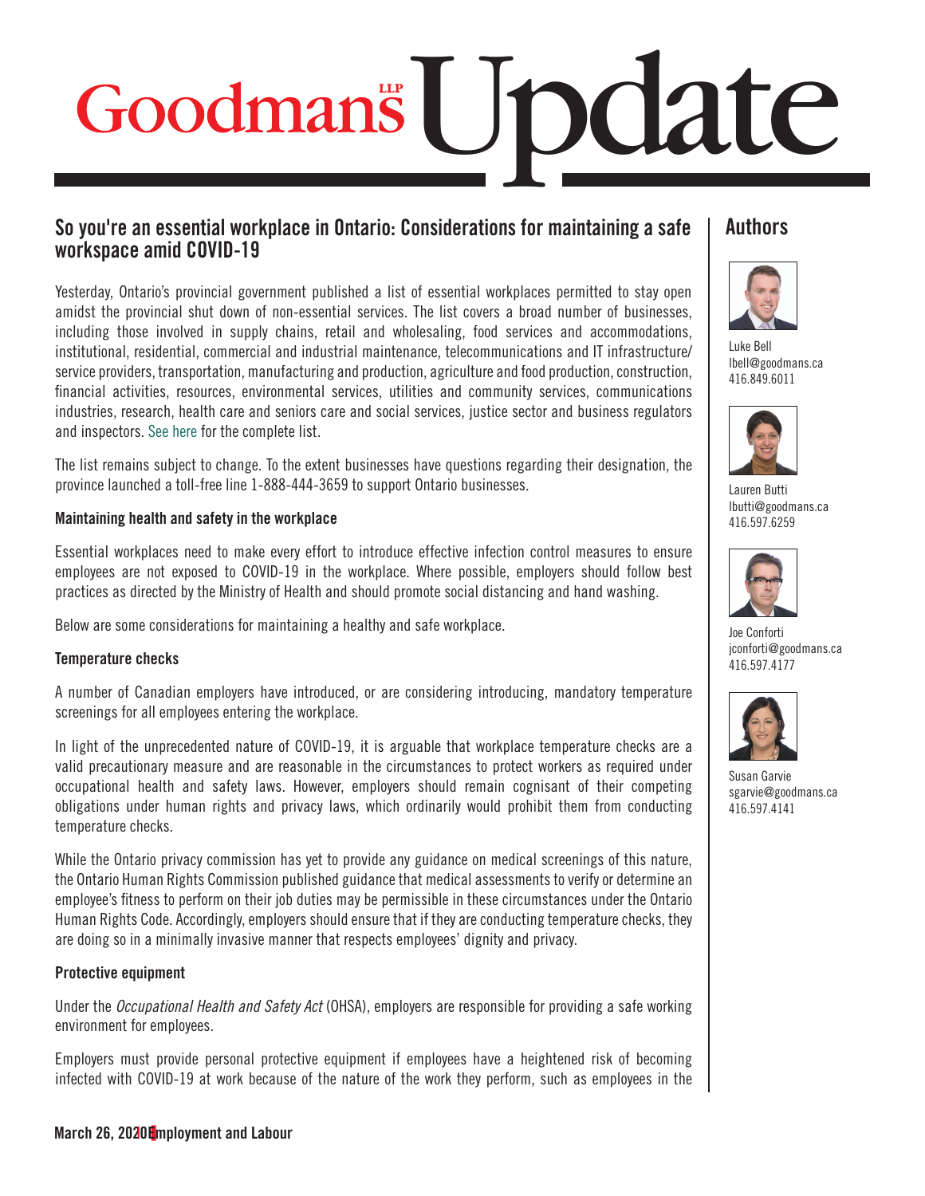# Goodmans LLP Update

## So you're an essential workplace in Ontario: Considerations for maintaining a safe workspace amid COVID-19

Yesterday, Ontario's provincial government published a list of essential workplaces permitted to stay open amidst the provincial shut down of non-essential services. The list covers a broad number of businesses, including those involved in supply chains, retail and wholesaling, food services and accommodations, institutional, residential, commercial and industrial maintenance, telecommunications and IT infrastructure/service providers, transportation, manufacturing and production, agriculture and food production, construction, financial activities, resources, environmental services, utilities and community services, communications industries, research, health care and seniors care and social services, justice sector and business regulators and inspectors. See here for the complete list.

The list remains subject to change. To the extent businesses have questions regarding their designation, the province launched a toll-free line 1-888-444-3659 to support Ontario businesses.

### Maintaining health and safety in the workplace

Essential workplaces need to make every effort to introduce effective infection control measures to ensure employees are not exposed to COVID-19 in the workplace. Where possible, employers should follow best practices as directed by the Ministry of Health and should promote social distancing and hand washing.

Below are some considerations for maintaining a healthy and safe workplace.

### Temperature checks

A number of Canadian employers have introduced, or are considering introducing, mandatory temperature screenings for all employees entering the workplace.

In light of the unprecedented nature of COVID-19, it is arguable that workplace temperature checks are a valid precautionary measure and are reasonable in the circumstances to protect workers as required under occupational health and safety laws. However, employers should remain cognisant of their competing obligations under human rights and privacy laws, which ordinarily would prohibit them from conducting temperature checks.

While the Ontario privacy commission has yet to provide any guidance on medical screenings of this nature, the Ontario Human Rights Commission published guidance that medical assessments to verify or determine an employee's fitness to perform on their job duties may be permissible in these circumstances under the Ontario Human Rights Code. Accordingly, employers should ensure that if they are conducting temperature checks, they are doing so in a minimally invasive manner that respects employees' dignity and privacy.

### Protective equipment

Under the *Occupational Health and Safety Act* (OHSA), employers are responsible for providing a safe working environment for employees.

Employers must provide personal protective equipment if employees have a heightened risk of becoming infected with COVID-19 at work because of the nature of the work they perform, such as employees in the

## Authors

Luke Bell
lbell@goodmans.ca
416.849.6011

Lauren Butti
lbutti@goodmans.ca
416.597.6259

Joe Conforti
jconforti@goodmans.ca
416.597.4177

Susan Garvie
sgarvie@goodmans.ca
416.597.4141

March 26, 2020 | Employment and Labour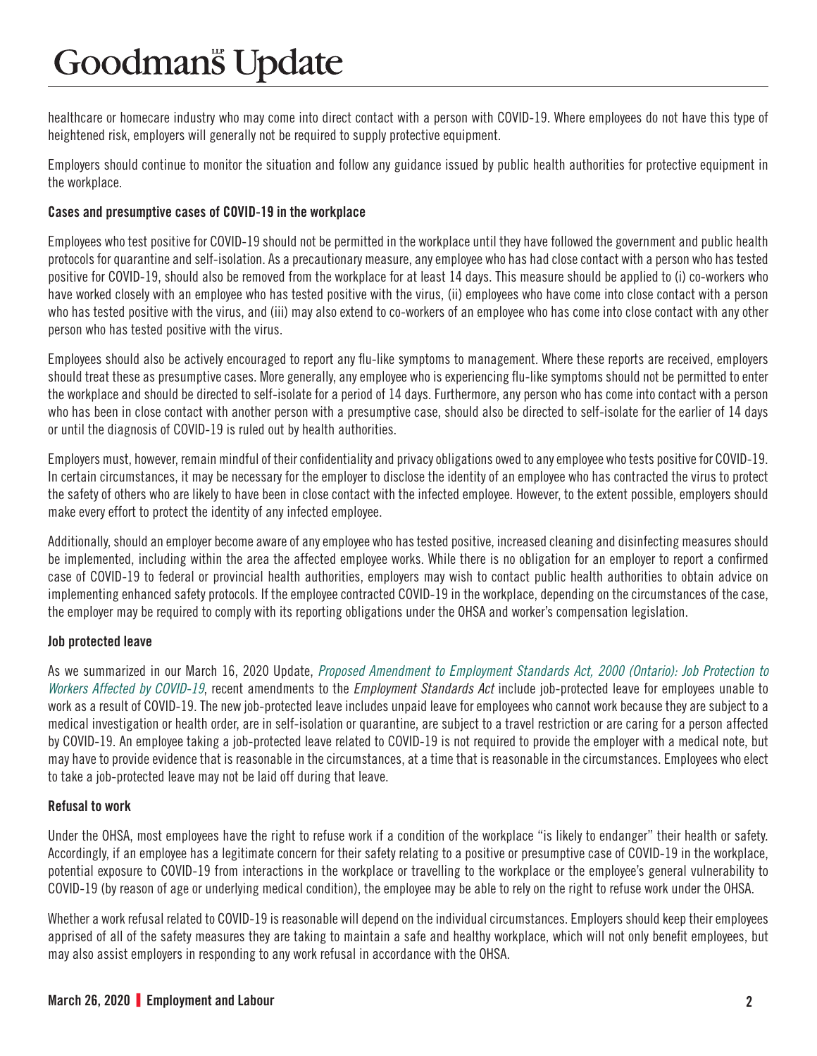healthcare or homecare industry who may come into direct contact with a person with COVID-19. Where employees do not have this type of heightened risk, employers will generally not be required to supply protective equipment.

Employers should continue to monitor the situation and follow any guidance issued by public health authorities for protective equipment in the workplace.

#### Cases and presumptive cases of COVID-19 in the workplace

Employees who test positive for COVID-19 should not be permitted in the workplace until they have followed the government and public health protocols for quarantine and self-isolation. As a precautionary measure, any employee who has had close contact with a person who has tested positive for COVID-19, should also be removed from the workplace for at least 14 days. This measure should be applied to (i) co-workers who have worked closely with an employee who has tested positive with the virus, (ii) employees who have come into close contact with a person who has tested positive with the virus, and (iii) may also extend to co-workers of an employee who has come into close contact with any other person who has tested positive with the virus.

Employees should also be actively encouraged to report any flu-like symptoms to management. Where these reports are received, employers should treat these as presumptive cases. More generally, any employee who is experiencing flu-like symptoms should not be permitted to enter the workplace and should be directed to self-isolate for a period of 14 days. Furthermore, any person who has come into contact with a person who has been in close contact with another person with a presumptive case, should also be directed to self-isolate for the earlier of 14 days or until the diagnosis of COVID-19 is ruled out by health authorities.

Employers must, however, remain mindful of their confidentiality and privacy obligations owed to any employee who tests positive for COVID-19. In certain circumstances, it may be necessary for the employer to disclose the identity of an employee who has contracted the virus to protect the safety of others who are likely to have been in close contact with the infected employee. However, to the extent possible, employers should make every effort to protect the identity of any infected employee.

Additionally, should an employer become aware of any employee who has tested positive, increased cleaning and disinfecting measures should be implemented, including within the area the affected employee works. While there is no obligation for an employer to report a confirmed case of COVID-19 to federal or provincial health authorities, employers may wish to contact public health authorities to obtain advice on implementing enhanced safety protocols. If the employee contracted COVID-19 in the workplace, depending on the circumstances of the case, the employer may be required to comply with its reporting obligations under the OHSA and worker's compensation legislation.

#### Job protected leave

As we summarized in our March 16, 2020 Update, *Proposed Amendment to Employment Standards Act, 2000 (Ontario): Job Protection to Workers Affected by COVID-19*, recent amendments to the *Employment Standards Act* include job-protected leave for employees unable to work as a result of COVID-19. The new job-protected leave includes unpaid leave for employees who cannot work because they are subject to a medical investigation or health order, are in self-isolation or quarantine, are subject to a travel restriction or are caring for a person affected by COVID-19. An employee taking a job-protected leave related to COVID-19 is not required to provide the employer with a medical note, but may have to provide evidence that is reasonable in the circumstances, at a time that is reasonable in the circumstances. Employees who elect to take a job-protected leave may not be laid off during that leave.

#### Refusal to work

Under the OHSA, most employees have the right to refuse work if a condition of the workplace "is likely to endanger" their health or safety. Accordingly, if an employee has a legitimate concern for their safety relating to a positive or presumptive case of COVID-19 in the workplace, potential exposure to COVID-19 from interactions in the workplace or travelling to the workplace or the employee's general vulnerability to COVID-19 (by reason of age or underlying medical condition), the employee may be able to rely on the right to refuse work under the OHSA.

Whether a work refusal related to COVID-19 is reasonable will depend on the individual circumstances. Employers should keep their employees apprised of all of the safety measures they are taking to maintain a safe and healthy workplace, which will not only benefit employees, but may also assist employers in responding to any work refusal in accordance with the OHSA.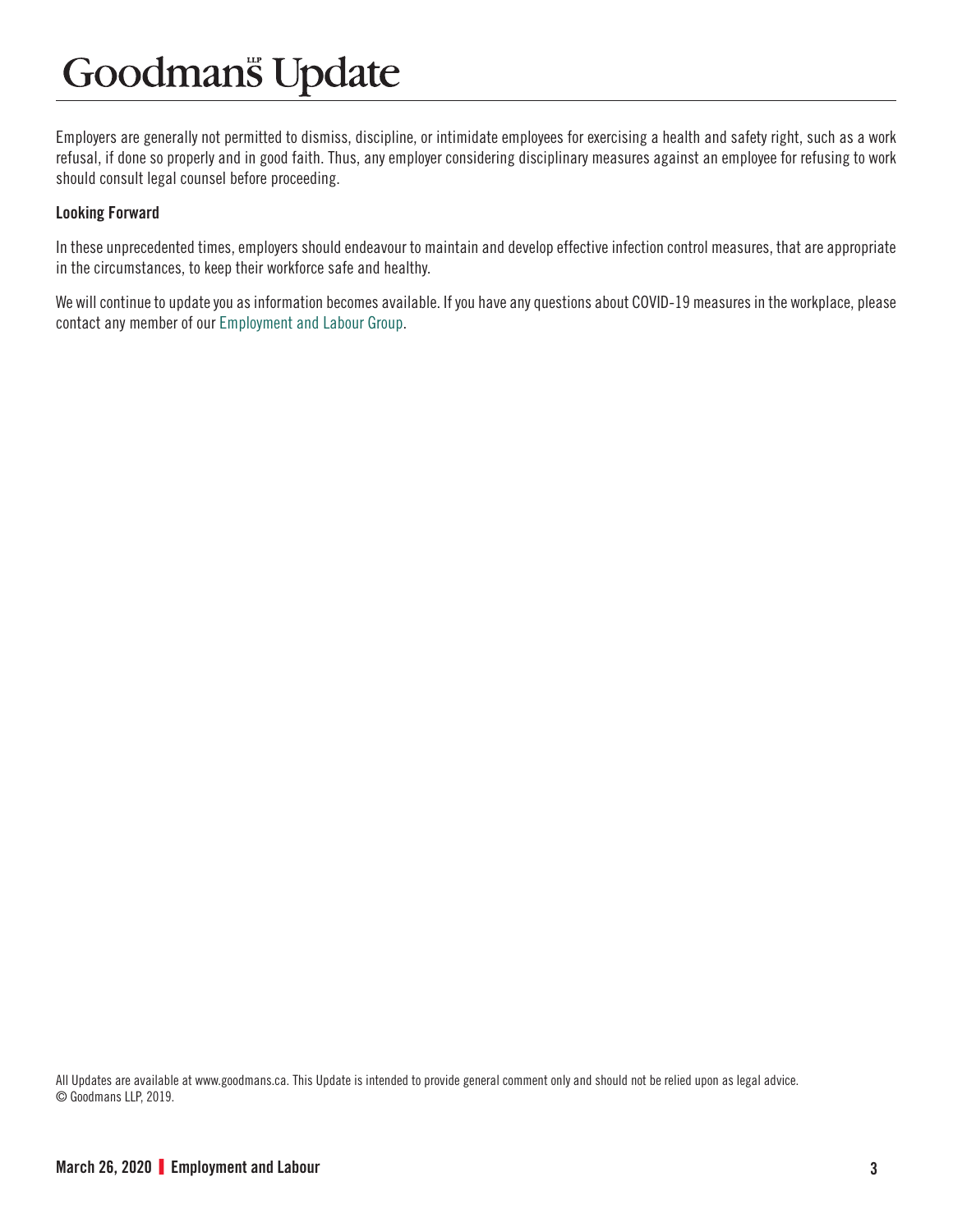Employers are generally not permitted to dismiss, discipline, or intimidate employees for exercising a health and safety right, such as a work refusal, if done so properly and in good faith. Thus, any employer considering disciplinary measures against an employee for refusing to work should consult legal counsel before proceeding.

**Looking Forward**

In these unprecedented times, employers should endeavour to maintain and develop effective infection control measures, that are appropriate in the circumstances, to keep their workforce safe and healthy.

We will continue to update you as information becomes available. If you have any questions about COVID-19 measures in the workplace, please contact any member of our Employment and Labour Group.

All Updates are available at www.goodmans.ca. This Update is intended to provide general comment only and should not be relied upon as legal advice.
© Goodmans LLP, 2019.